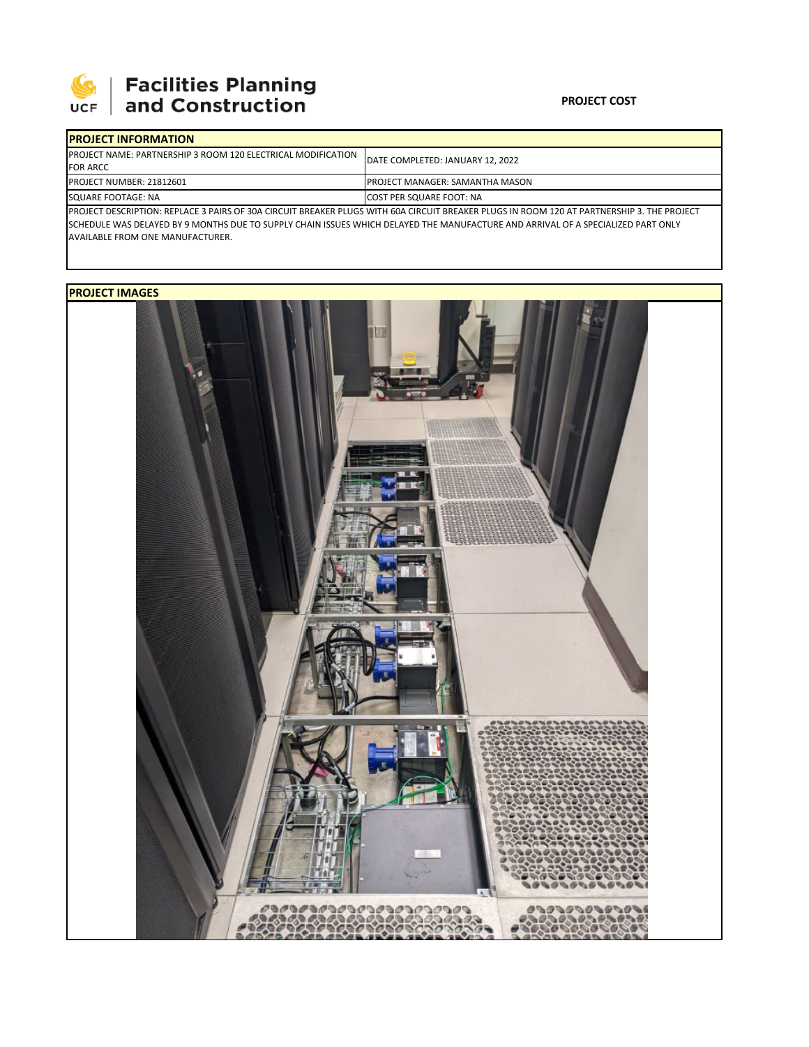Facilities Planning and Construction

**PROJECT COST**

| PROJECT INFORMATION | |
|---|---|
| PROJECT NAME: PARTNERSHIP 3 ROOM 120 ELECTRICAL MODIFICATION FOR ARCC | DATE COMPLETED: JANUARY 12, 2022 |
| PROJECT NUMBER: 21812601 | PROJECT MANAGER: SAMANTHA MASON |
| SQUARE FOOTAGE: NA | COST PER SQUARE FOOT: NA |

PROJECT DESCRIPTION: REPLACE 3 PAIRS OF 30A CIRCUIT BREAKER PLUGS WITH 60A CIRCUIT BREAKER PLUGS IN ROOM 120 AT PARTNERSHIP 3. THE PROJECT SCHEDULE WAS DELAYED BY 9 MONTHS DUE TO SUPPLY CHAIN ISSUES WHICH DELAYED THE MANUFACTURE AND ARRIVAL OF A SPECIALIZED PART ONLY AVAILABLE FROM ONE MANUFACTURER.

**PROJECT IMAGES**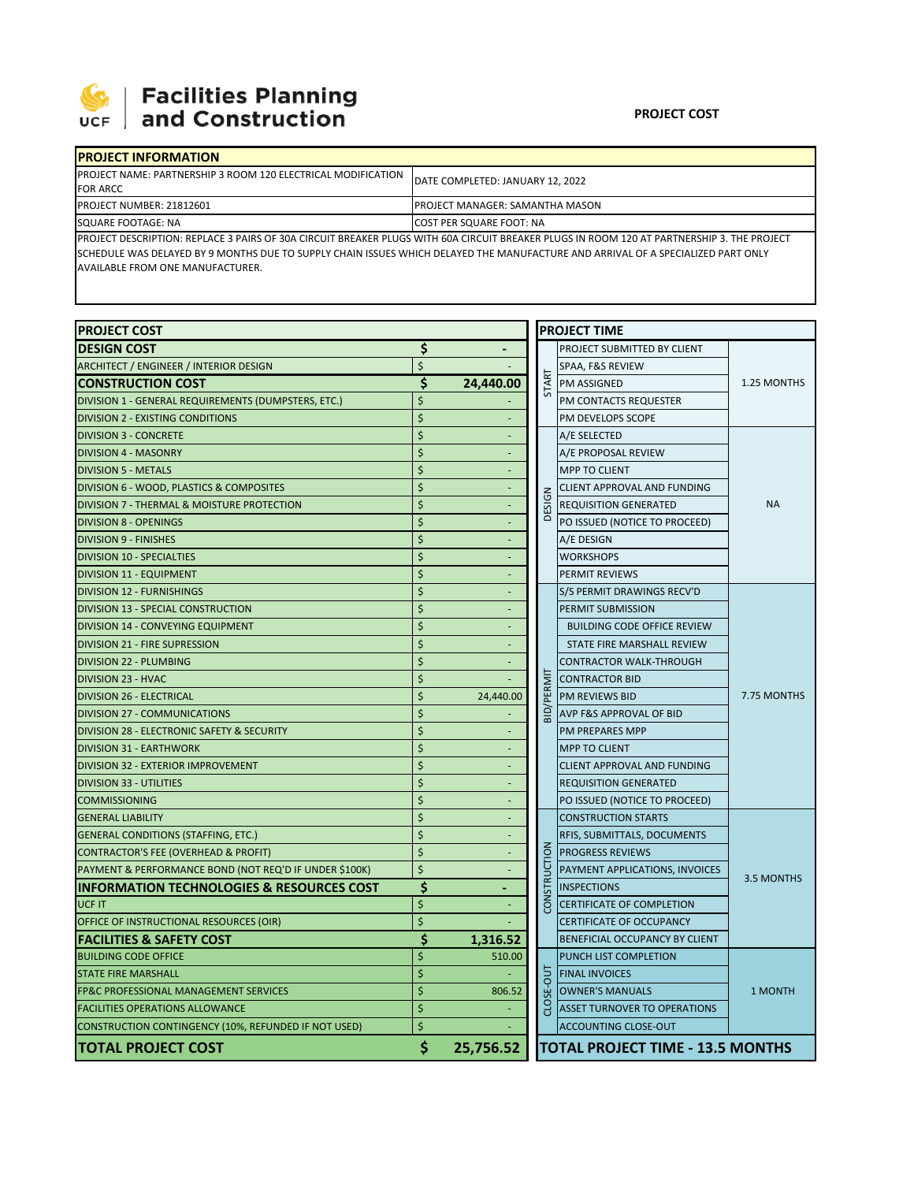**Facilities Planning and Construction**

**PROJECT COST**

| PROJECT INFORMATION | |
|---|---|
| PROJECT NAME: PARTNERSHIP 3 ROOM 120 ELECTRICAL MODIFICATION FOR ARCC | DATE COMPLETED: JANUARY 12, 2022 |
| PROJECT NUMBER: 21812601 | PROJECT MANAGER: SAMANTHA MASON |
| SQUARE FOOTAGE: NA | COST PER SQUARE FOOT: NA |
| PROJECT DESCRIPTION: REPLACE 3 PAIRS OF 30A CIRCUIT BREAKER PLUGS WITH 60A CIRCUIT BREAKER PLUGS IN ROOM 120 AT PARTNERSHIP 3. THE PROJECT SCHEDULE WAS DELAYED BY 9 MONTHS DUE TO SUPPLY CHAIN ISSUES WHICH DELAYED THE MANUFACTURE AND ARRIVAL OF A SPECIALIZED PART ONLY AVAILABLE FROM ONE MANUFACTURER. | |

| PROJECT COST | | |
|---|---|---|
| **DESIGN COST** | **$** | **-** |
| ARCHITECT / ENGINEER / INTERIOR DESIGN | $ | - |
| **CONSTRUCTION COST** | **$** | **24,440.00** |
| DIVISION 1 - GENERAL REQUIREMENTS (DUMPSTERS, ETC.) | $ | - |
| DIVISION 2 - EXISTING CONDITIONS | $ | - |
| DIVISION 3 - CONCRETE | $ | - |
| DIVISION 4 - MASONRY | $ | - |
| DIVISION 5 - METALS | $ | - |
| DIVISION 6 - WOOD, PLASTICS & COMPOSITES | $ | - |
| DIVISION 7 - THERMAL & MOISTURE PROTECTION | $ | - |
| DIVISION 8 - OPENINGS | $ | - |
| DIVISION 9 - FINISHES | $ | - |
| DIVISION 10 - SPECIALTIES | $ | - |
| DIVISION 11 - EQUIPMENT | $ | - |
| DIVISION 12 - FURNISHINGS | $ | - |
| DIVISION 13 - SPECIAL CONSTRUCTION | $ | - |
| DIVISION 14 - CONVEYING EQUIPMENT | $ | - |
| DIVISION 21 - FIRE SUPRESSION | $ | - |
| DIVISION 22 - PLUMBING | $ | - |
| DIVISION 23 - HVAC | $ | - |
| DIVISION 26 - ELECTRICAL | $ | 24,440.00 |
| DIVISION 27 - COMMUNICATIONS | $ | - |
| DIVISION 28 - ELECTRONIC SAFETY & SECURITY | $ | - |
| DIVISION 31 - EARTHWORK | $ | - |
| DIVISION 32 - EXTERIOR IMPROVEMENT | $ | - |
| DIVISION 33 - UTILITIES | $ | - |
| COMMISSIONING | $ | - |
| GENERAL LIABILITY | $ | - |
| GENERAL CONDITIONS (STAFFING, ETC.) | $ | - |
| CONTRACTOR'S FEE (OVERHEAD & PROFIT) | $ | - |
| PAYMENT & PERFORMANCE BOND (NOT REQ'D IF UNDER $100K) | $ | - |
| **INFORMATION TECHNOLOGIES & RESOURCES COST** | **$** | **-** |
| UCF IT | $ | - |
| OFFICE OF INSTRUCTIONAL RESOURCES (OIR) | $ | - |
| **FACILITIES & SAFETY COST** | **$** | **1,316.52** |
| BUILDING CODE OFFICE | $ | 510.00 |
| STATE FIRE MARSHALL | $ | - |
| FP&C PROFESSIONAL MANAGEMENT SERVICES | $ | 806.52 |
| FACILITIES OPERATIONS ALLOWANCE | $ | - |
| CONSTRUCTION CONTINGENCY (10%, REFUNDED IF NOT USED) | $ | - |
| **TOTAL PROJECT COST** | **$** | **25,756.52** |

| PROJECT TIME | | |
|---|---|---|
| START | PROJECT SUBMITTED BY CLIENT | 1.25 MONTHS |
| | SPAA, F&S REVIEW | |
| | PM ASSIGNED | |
| | PM CONTACTS REQUESTER | |
| | PM DEVELOPS SCOPE | |
| DESIGN | A/E SELECTED | NA |
| | A/E PROPOSAL REVIEW | |
| | MPP TO CLIENT | |
| | CLIENT APPROVAL AND FUNDING | |
| | REQUISITION GENERATED | |
| | PO ISSUED (NOTICE TO PROCEED) | |
| | A/E DESIGN | |
| | WORKSHOPS | |
| | PERMIT REVIEWS | |
| BID/PERMIT | S/S PERMIT DRAWINGS RECV'D | 7.75 MONTHS |
| | PERMIT SUBMISSION | |
| | BUILDING CODE OFFICE REVIEW | |
| | STATE FIRE MARSHALL REVIEW | |
| | CONTRACTOR WALK-THROUGH | |
| | CONTRACTOR BID | |
| | PM REVIEWS BID | |
| | AVP F&S APPROVAL OF BID | |
| | PM PREPARES MPP | |
| | MPP TO CLIENT | |
| | CLIENT APPROVAL AND FUNDING | |
| | REQUISITION GENERATED | |
| | PO ISSUED (NOTICE TO PROCEED) | |
| CONSTRUCTION | CONSTRUCTION STARTS | 3.5 MONTHS |
| | RFIS, SUBMITTALS, DOCUMENTS | |
| | PROGRESS REVIEWS | |
| | PAYMENT APPLICATIONS, INVOICES | |
| | INSPECTIONS | |
| | CERTIFICATE OF COMPLETION | |
| | CERTIFICATE OF OCCUPANCY | |
| | BENEFICIAL OCCUPANCY BY CLIENT | |
| CLOSE-OUT | PUNCH LIST COMPLETION | 1 MONTH |
| | FINAL INVOICES | |
| | OWNER'S MANUALS | |
| | ASSET TURNOVER TO OPERATIONS | |
| | ACCOUNTING CLOSE-OUT | |
| **TOTAL PROJECT TIME - 13.5 MONTHS** | | |